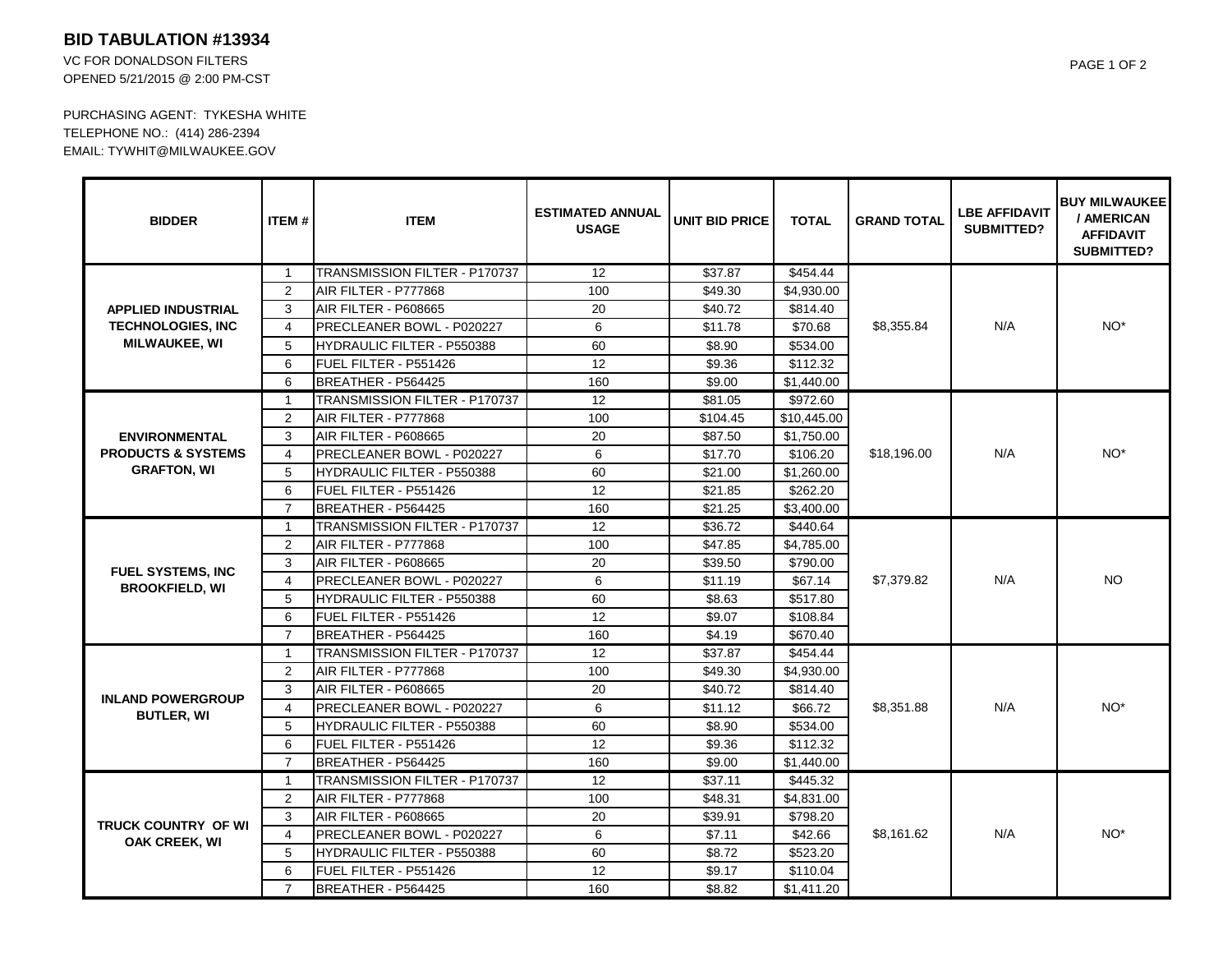# BID TABULATION #13934

VC FOR DONALDSON FILTERS
OPENED 5/21/2015 @ 2:00 PM-CST

PURCHASING AGENT: TYKESHA WHITE
TELEPHONE NO.: (414) 286-2394
EMAIL: TYWHIT@MILWAUKEE.GOV

| BIDDER | ITEM # | ITEM | ESTIMATED ANNUAL USAGE | UNIT BID PRICE | TOTAL | GRAND TOTAL | LBE AFFIDAVIT SUBMITTED? | BUY MILWAUKEE / AMERICAN AFFIDAVIT SUBMITTED? |
|---|---|---|---|---|---|---|---|---|
| **APPLIED INDUSTRIAL TECHNOLOGIES, INC MILWAUKEE, WI** | 1 | TRANSMISSION FILTER - P170737 | 12 | $37.87 | $454.44 | $8,355.84 | N/A | NO* |
| | 2 | AIR FILTER - P777868 | 100 | $49.30 | $4,930.00 | | | |
| | 3 | AIR FILTER - P608665 | 20 | $40.72 | $814.40 | | | |
| | 4 | PRECLEANER BOWL - P020227 | 6 | $11.78 | $70.68 | | | |
| | 5 | HYDRAULIC FILTER - P550388 | 60 | $8.90 | $534.00 | | | |
| | 6 | FUEL FILTER - P551426 | 12 | $9.36 | $112.32 | | | |
| | 6 | BREATHER - P564425 | 160 | $9.00 | $1,440.00 | | | |
| **ENVIRONMENTAL PRODUCTS & SYSTEMS GRAFTON, WI** | 1 | TRANSMISSION FILTER - P170737 | 12 | $81.05 | $972.60 | $18,196.00 | N/A | NO* |
| | 2 | AIR FILTER - P777868 | 100 | $104.45 | $10,445.00 | | | |
| | 3 | AIR FILTER - P608665 | 20 | $87.50 | $1,750.00 | | | |
| | 4 | PRECLEANER BOWL - P020227 | 6 | $17.70 | $106.20 | | | |
| | 5 | HYDRAULIC FILTER - P550388 | 60 | $21.00 | $1,260.00 | | | |
| | 6 | FUEL FILTER - P551426 | 12 | $21.85 | $262.20 | | | |
| | 7 | BREATHER - P564425 | 160 | $21.25 | $3,400.00 | | | |
| **FUEL SYSTEMS, INC BROOKFIELD, WI** | 1 | TRANSMISSION FILTER - P170737 | 12 | $36.72 | $440.64 | $7,379.82 | N/A | NO |
| | 2 | AIR FILTER - P777868 | 100 | $47.85 | $4,785.00 | | | |
| | 3 | AIR FILTER - P608665 | 20 | $39.50 | $790.00 | | | |
| | 4 | PRECLEANER BOWL - P020227 | 6 | $11.19 | $67.14 | | | |
| | 5 | HYDRAULIC FILTER - P550388 | 60 | $8.63 | $517.80 | | | |
| | 6 | FUEL FILTER - P551426 | 12 | $9.07 | $108.84 | | | |
| | 7 | BREATHER - P564425 | 160 | $4.19 | $670.40 | | | |
| **INLAND POWERGROUP BUTLER, WI** | 1 | TRANSMISSION FILTER - P170737 | 12 | $37.87 | $454.44 | $8,351.88 | N/A | NO* |
| | 2 | AIR FILTER - P777868 | 100 | $49.30 | $4,930.00 | | | |
| | 3 | AIR FILTER - P608665 | 20 | $40.72 | $814.40 | | | |
| | 4 | PRECLEANER BOWL - P020227 | 6 | $11.12 | $66.72 | | | |
| | 5 | HYDRAULIC FILTER - P550388 | 60 | $8.90 | $534.00 | | | |
| | 6 | FUEL FILTER - P551426 | 12 | $9.36 | $112.32 | | | |
| | 7 | BREATHER - P564425 | 160 | $9.00 | $1,440.00 | | | |
| **TRUCK COUNTRY OF WI OAK CREEK, WI** | 1 | TRANSMISSION FILTER - P170737 | 12 | $37.11 | $445.32 | $8,161.62 | N/A | NO* |
| | 2 | AIR FILTER - P777868 | 100 | $48.31 | $4,831.00 | | | |
| | 3 | AIR FILTER - P608665 | 20 | $39.91 | $798.20 | | | |
| | 4 | PRECLEANER BOWL - P020227 | 6 | $7.11 | $42.66 | | | |
| | 5 | HYDRAULIC FILTER - P550388 | 60 | $8.72 | $523.20 | | | |
| | 6 | FUEL FILTER - P551426 | 12 | $9.17 | $110.04 | | | |
| | 7 | BREATHER - P564425 | 160 | $8.82 | $1,411.20 | | | |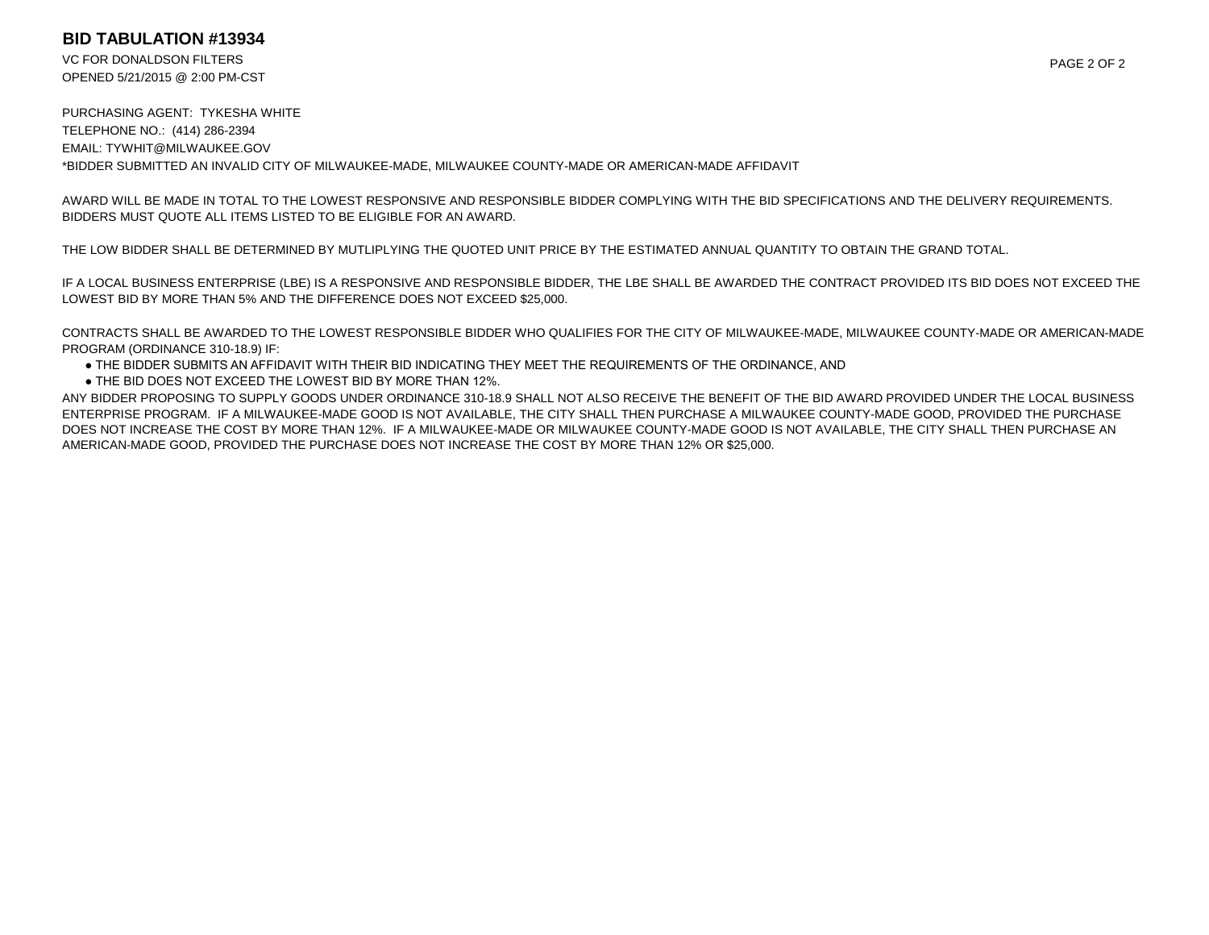# BID TABULATION #13934

VC FOR DONALDSON FILTERS
OPENED 5/21/2015 @ 2:00 PM-CST

PURCHASING AGENT: TYKESHA WHITE
TELEPHONE NO.: (414) 286-2394
EMAIL: TYWHIT@MILWAUKEE.GOV
*BIDDER SUBMITTED AN INVALID CITY OF MILWAUKEE-MADE, MILWAUKEE COUNTY-MADE OR AMERICAN-MADE AFFIDAVIT

AWARD WILL BE MADE IN TOTAL TO THE LOWEST RESPONSIVE AND RESPONSIBLE BIDDER COMPLYING WITH THE BID SPECIFICATIONS AND THE DELIVERY REQUIREMENTS. BIDDERS MUST QUOTE ALL ITEMS LISTED TO BE ELIGIBLE FOR AN AWARD.

THE LOW BIDDER SHALL BE DETERMINED BY MUTLIPLYING THE QUOTED UNIT PRICE BY THE ESTIMATED ANNUAL QUANTITY TO OBTAIN THE GRAND TOTAL.

IF A LOCAL BUSINESS ENTERPRISE (LBE) IS A RESPONSIVE AND RESPONSIBLE BIDDER, THE LBE SHALL BE AWARDED THE CONTRACT PROVIDED ITS BID DOES NOT EXCEED THE LOWEST BID BY MORE THAN 5% AND THE DIFFERENCE DOES NOT EXCEED $25,000.

CONTRACTS SHALL BE AWARDED TO THE LOWEST RESPONSIBLE BIDDER WHO QUALIFIES FOR THE CITY OF MILWAUKEE-MADE, MILWAUKEE COUNTY-MADE OR AMERICAN-MADE PROGRAM (ORDINANCE 310-18.9) IF:

- THE BIDDER SUBMITS AN AFFIDAVIT WITH THEIR BID INDICATING THEY MEET THE REQUIREMENTS OF THE ORDINANCE, AND
- THE BID DOES NOT EXCEED THE LOWEST BID BY MORE THAN 12%.

ANY BIDDER PROPOSING TO SUPPLY GOODS UNDER ORDINANCE 310-18.9 SHALL NOT ALSO RECEIVE THE BENEFIT OF THE BID AWARD PROVIDED UNDER THE LOCAL BUSINESS ENTERPRISE PROGRAM. IF A MILWAUKEE-MADE GOOD IS NOT AVAILABLE, THE CITY SHALL THEN PURCHASE A MILWAUKEE COUNTY-MADE GOOD, PROVIDED THE PURCHASE DOES NOT INCREASE THE COST BY MORE THAN 12%. IF A MILWAUKEE-MADE OR MILWAUKEE COUNTY-MADE GOOD IS NOT AVAILABLE, THE CITY SHALL THEN PURCHASE AN AMERICAN-MADE GOOD, PROVIDED THE PURCHASE DOES NOT INCREASE THE COST BY MORE THAN 12% OR $25,000.